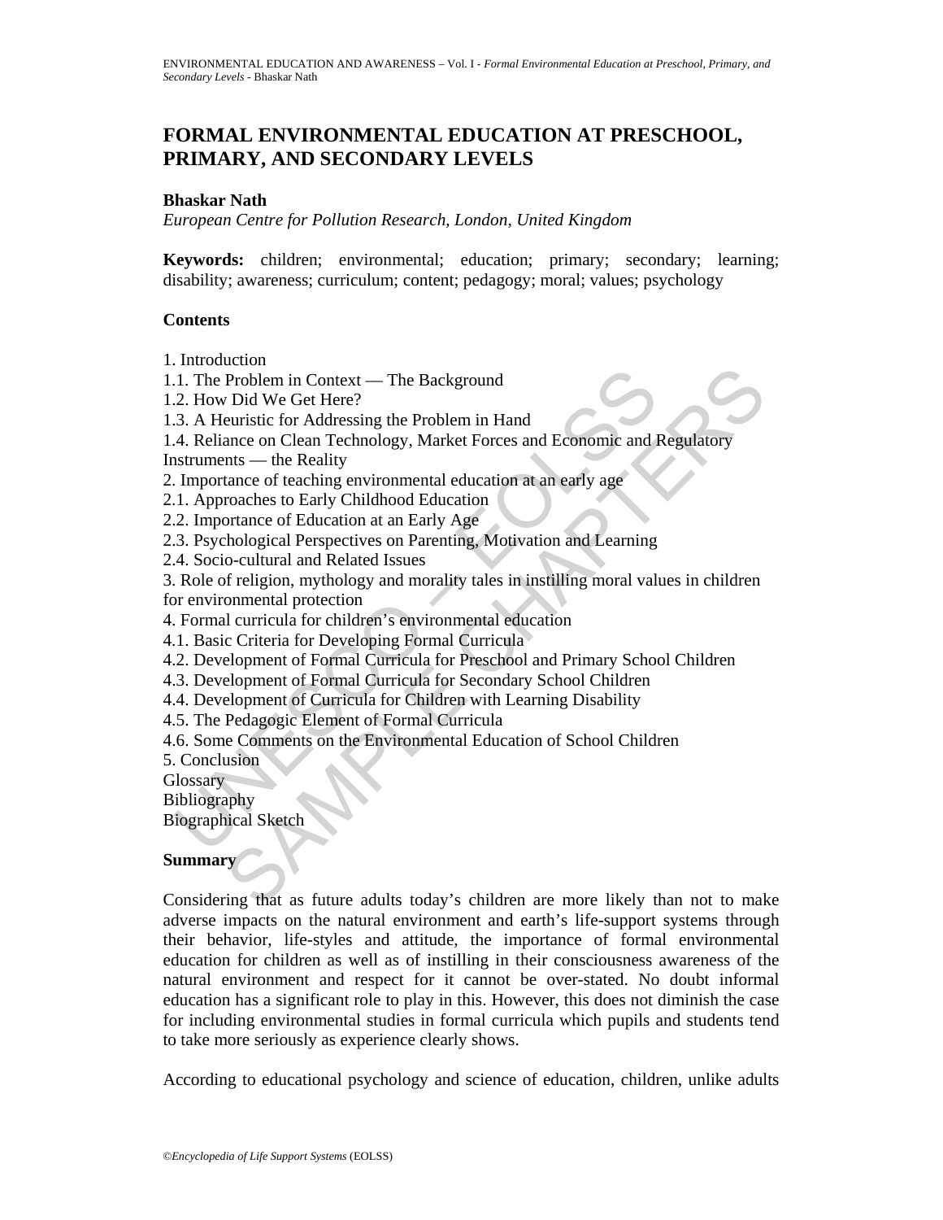# FORMAL ENVIRONMENTAL EDUCATION AT PRESCHOOL, PRIMARY, AND SECONDARY LEVELS

**Bhaskar Nath**

*European Centre for Pollution Research, London, United Kingdom*

**Keywords:** children; environmental; education; primary; secondary; learning; disability; awareness; curriculum; content; pedagogy; moral; values; psychology

## Contents

1. Introduction
1.1. The Problem in Context — The Background
1.2. How Did We Get Here?
1.3. A Heuristic for Addressing the Problem in Hand
1.4. Reliance on Clean Technology, Market Forces and Economic and Regulatory Instruments — the Reality
2. Importance of teaching environmental education at an early age
2.1. Approaches to Early Childhood Education
2.2. Importance of Education at an Early Age
2.3. Psychological Perspectives on Parenting, Motivation and Learning
2.4. Socio-cultural and Related Issues
3. Role of religion, mythology and morality tales in instilling moral values in children for environmental protection
4. Formal curricula for children's environmental education
4.1. Basic Criteria for Developing Formal Curricula
4.2. Development of Formal Curricula for Preschool and Primary School Children
4.3. Development of Formal Curricula for Secondary School Children
4.4. Development of Curricula for Children with Learning Disability
4.5. The Pedagogic Element of Formal Curricula
4.6. Some Comments on the Environmental Education of School Children
5. Conclusion
Glossary
Bibliography
Biographical Sketch

## Summary

Considering that as future adults today's children are more likely than not to make adverse impacts on the natural environment and earth's life-support systems through their behavior, life-styles and attitude, the importance of formal environmental education for children as well as of instilling in their consciousness awareness of the natural environment and respect for it cannot be over-stated. No doubt informal education has a significant role to play in this. However, this does not diminish the case for including environmental studies in formal curricula which pupils and students tend to take more seriously as experience clearly shows.

According to educational psychology and science of education, children, unlike adults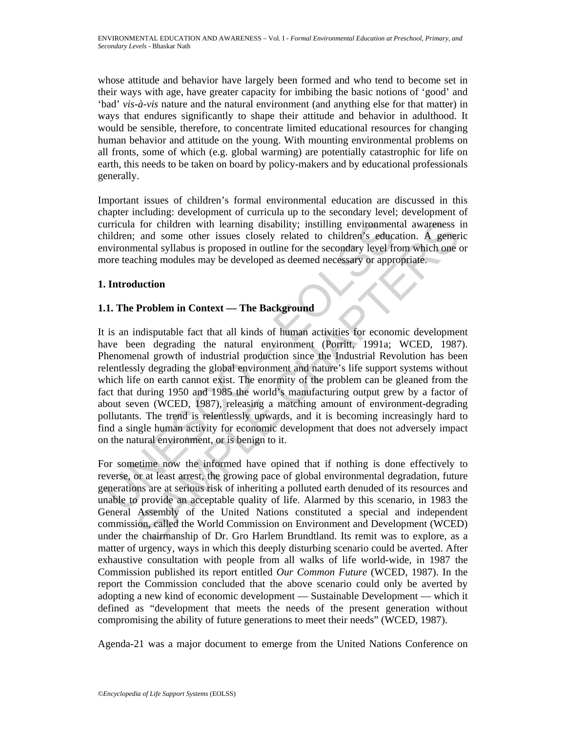whose attitude and behavior have largely been formed and who tend to become set in their ways with age, have greater capacity for imbibing the basic notions of 'good' and 'bad' *vis-à-vis* nature and the natural environment (and anything else for that matter) in ways that endures significantly to shape their attitude and behavior in adulthood. It would be sensible, therefore, to concentrate limited educational resources for changing human behavior and attitude on the young. With mounting environmental problems on all fronts, some of which (e.g. global warming) are potentially catastrophic for life on earth, this needs to be taken on board by policy-makers and by educational professionals generally.

Important issues of children's formal environmental education are discussed in this chapter including: development of curricula up to the secondary level; development of curricula for children with learning disability; instilling environmental awareness in children; and some other issues closely related to children's education. A generic environmental syllabus is proposed in outline for the secondary level from which one or more teaching modules may be developed as deemed necessary or appropriate.

## 1. Introduction

### 1.1. The Problem in Context — The Background

It is an indisputable fact that all kinds of human activities for economic development have been degrading the natural environment (Porritt, 1991a; WCED, 1987). Phenomenal growth of industrial production since the Industrial Revolution has been relentlessly degrading the global environment and nature's life support systems without which life on earth cannot exist. The enormity of the problem can be gleaned from the fact that during 1950 and 1985 the world's manufacturing output grew by a factor of about seven (WCED, 1987), releasing a matching amount of environment-degrading pollutants. The trend is relentlessly upwards, and it is becoming increasingly hard to find a single human activity for economic development that does not adversely impact on the natural environment, or is benign to it.

For sometime now the informed have opined that if nothing is done effectively to reverse, or at least arrest, the growing pace of global environmental degradation, future generations are at serious risk of inheriting a polluted earth denuded of its resources and unable to provide an acceptable quality of life. Alarmed by this scenario, in 1983 the General Assembly of the United Nations constituted a special and independent commission, called the World Commission on Environment and Development (WCED) under the chairmanship of Dr. Gro Harlem Brundtland. Its remit was to explore, as a matter of urgency, ways in which this deeply disturbing scenario could be averted. After exhaustive consultation with people from all walks of life world-wide, in 1987 the Commission published its report entitled *Our Common Future* (WCED, 1987). In the report the Commission concluded that the above scenario could only be averted by adopting a new kind of economic development — Sustainable Development — which it defined as "development that meets the needs of the present generation without compromising the ability of future generations to meet their needs" (WCED, 1987).

Agenda-21 was a major document to emerge from the United Nations Conference on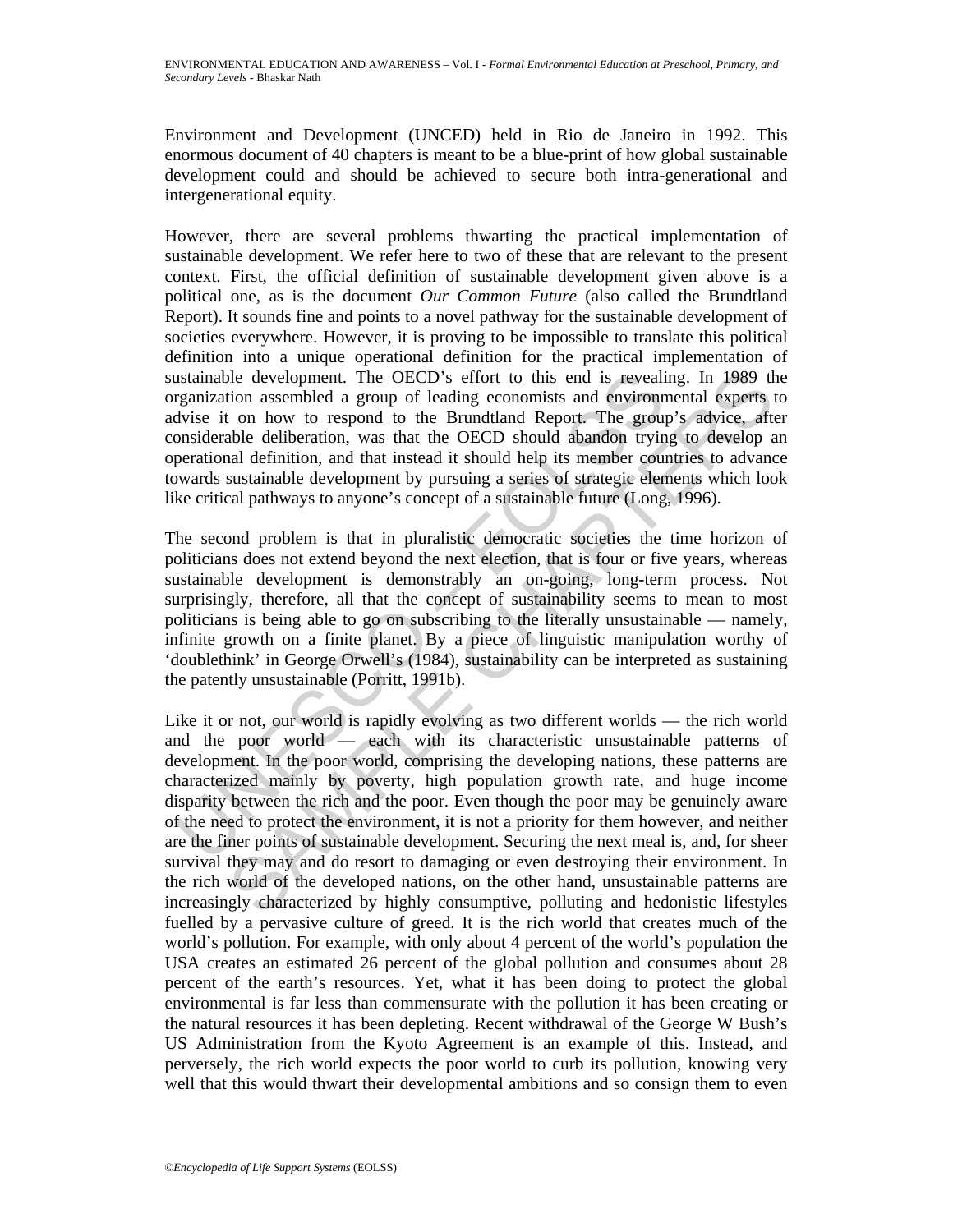Environment and Development (UNCED) held in Rio de Janeiro in 1992. This enormous document of 40 chapters is meant to be a blue-print of how global sustainable development could and should be achieved to secure both intra-generational and intergenerational equity.

However, there are several problems thwarting the practical implementation of sustainable development. We refer here to two of these that are relevant to the present context. First, the official definition of sustainable development given above is a political one, as is the document *Our Common Future* (also called the Brundtland Report). It sounds fine and points to a novel pathway for the sustainable development of societies everywhere. However, it is proving to be impossible to translate this political definition into a unique operational definition for the practical implementation of sustainable development. The OECD's effort to this end is revealing. In 1989 the organization assembled a group of leading economists and environmental experts to advise it on how to respond to the Brundtland Report. The group's advice, after considerable deliberation, was that the OECD should abandon trying to develop an operational definition, and that instead it should help its member countries to advance towards sustainable development by pursuing a series of strategic elements which look like critical pathways to anyone's concept of a sustainable future (Long, 1996).

The second problem is that in pluralistic democratic societies the time horizon of politicians does not extend beyond the next election, that is four or five years, whereas sustainable development is demonstrably an on-going, long-term process. Not surprisingly, therefore, all that the concept of sustainability seems to mean to most politicians is being able to go on subscribing to the literally unsustainable — namely, infinite growth on a finite planet. By a piece of linguistic manipulation worthy of 'doublethink' in George Orwell's (1984), sustainability can be interpreted as sustaining the patently unsustainable (Porritt, 1991b).

Like it or not, our world is rapidly evolving as two different worlds — the rich world and the poor world — each with its characteristic unsustainable patterns of development. In the poor world, comprising the developing nations, these patterns are characterized mainly by poverty, high population growth rate, and huge income disparity between the rich and the poor. Even though the poor may be genuinely aware of the need to protect the environment, it is not a priority for them however, and neither are the finer points of sustainable development. Securing the next meal is, and, for sheer survival they may and do resort to damaging or even destroying their environment. In the rich world of the developed nations, on the other hand, unsustainable patterns are increasingly characterized by highly consumptive, polluting and hedonistic lifestyles fuelled by a pervasive culture of greed. It is the rich world that creates much of the world's pollution. For example, with only about 4 percent of the world's population the USA creates an estimated 26 percent of the global pollution and consumes about 28 percent of the earth's resources. Yet, what it has been doing to protect the global environmental is far less than commensurate with the pollution it has been creating or the natural resources it has been depleting. Recent withdrawal of the George W Bush's US Administration from the Kyoto Agreement is an example of this. Instead, and perversely, the rich world expects the poor world to curb its pollution, knowing very well that this would thwart their developmental ambitions and so consign them to even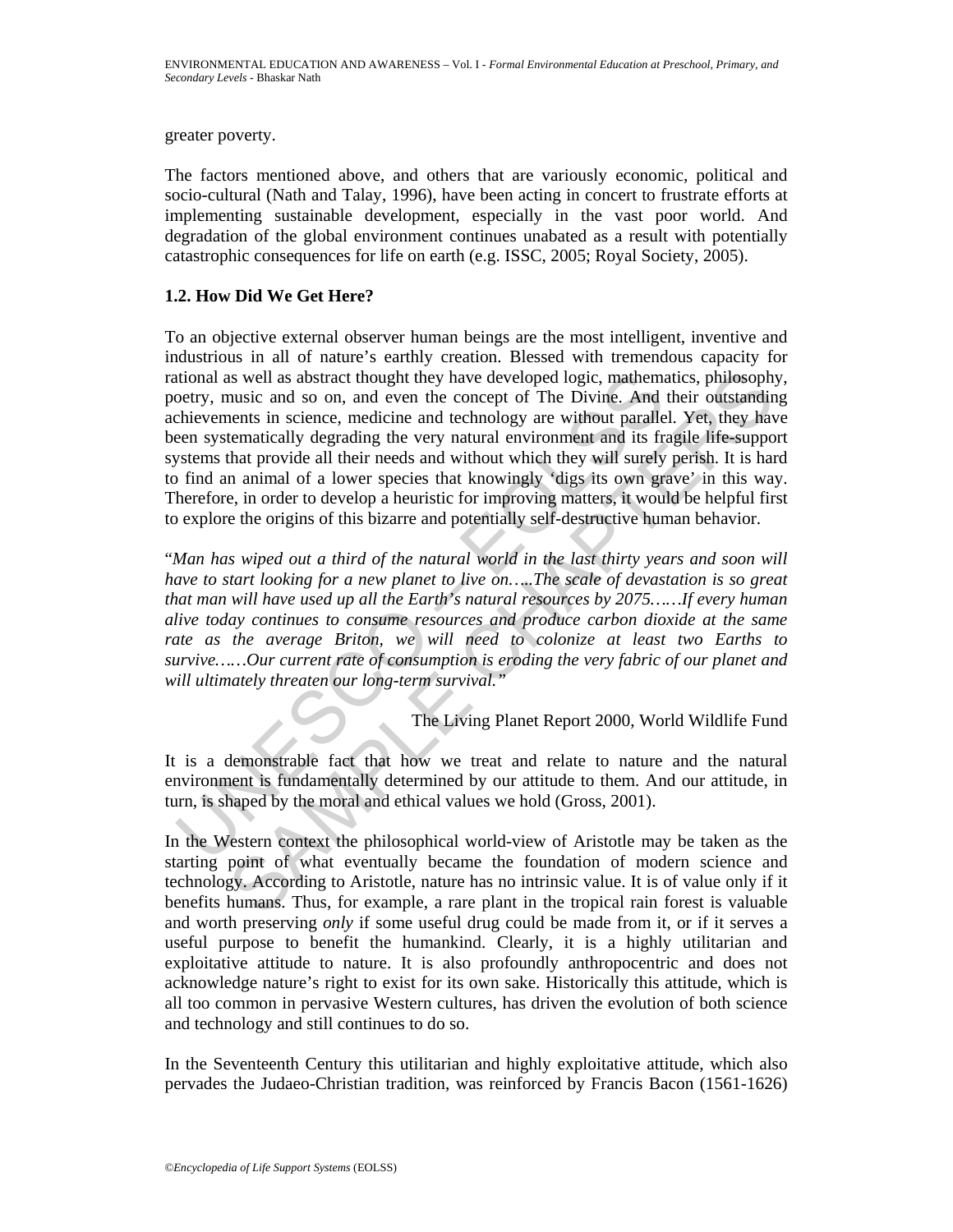greater poverty.

The factors mentioned above, and others that are variously economic, political and socio-cultural (Nath and Talay, 1996), have been acting in concert to frustrate efforts at implementing sustainable development, especially in the vast poor world. And degradation of the global environment continues unabated as a result with potentially catastrophic consequences for life on earth (e.g. ISSC, 2005; Royal Society, 2005).

### 1.2. How Did We Get Here?

To an objective external observer human beings are the most intelligent, inventive and industrious in all of nature's earthly creation. Blessed with tremendous capacity for rational as well as abstract thought they have developed logic, mathematics, philosophy, poetry, music and so on, and even the concept of The Divine. And their outstanding achievements in science, medicine and technology are without parallel. Yet, they have been systematically degrading the very natural environment and its fragile life-support systems that provide all their needs and without which they will surely perish. It is hard to find an animal of a lower species that knowingly 'digs its own grave' in this way. Therefore, in order to develop a heuristic for improving matters, it would be helpful first to explore the origins of this bizarre and potentially self-destructive human behavior.

"*Man has wiped out a third of the natural world in the last thirty years and soon will have to start looking for a new planet to live on…..The scale of devastation is so great that man will have used up all the Earth's natural resources by 2075……If every human alive today continues to consume resources and produce carbon dioxide at the same rate as the average Briton, we will need to colonize at least two Earths to survive……Our current rate of consumption is eroding the very fabric of our planet and will ultimately threaten our long-term survival.*"

The Living Planet Report 2000, World Wildlife Fund

It is a demonstrable fact that how we treat and relate to nature and the natural environment is fundamentally determined by our attitude to them. And our attitude, in turn, is shaped by the moral and ethical values we hold (Gross, 2001).

In the Western context the philosophical world-view of Aristotle may be taken as the starting point of what eventually became the foundation of modern science and technology. According to Aristotle, nature has no intrinsic value. It is of value only if it benefits humans. Thus, for example, a rare plant in the tropical rain forest is valuable and worth preserving *only* if some useful drug could be made from it, or if it serves a useful purpose to benefit the humankind. Clearly, it is a highly utilitarian and exploitative attitude to nature. It is also profoundly anthropocentric and does not acknowledge nature's right to exist for its own sake. Historically this attitude, which is all too common in pervasive Western cultures, has driven the evolution of both science and technology and still continues to do so.

In the Seventeenth Century this utilitarian and highly exploitative attitude, which also pervades the Judaeo-Christian tradition, was reinforced by Francis Bacon (1561-1626)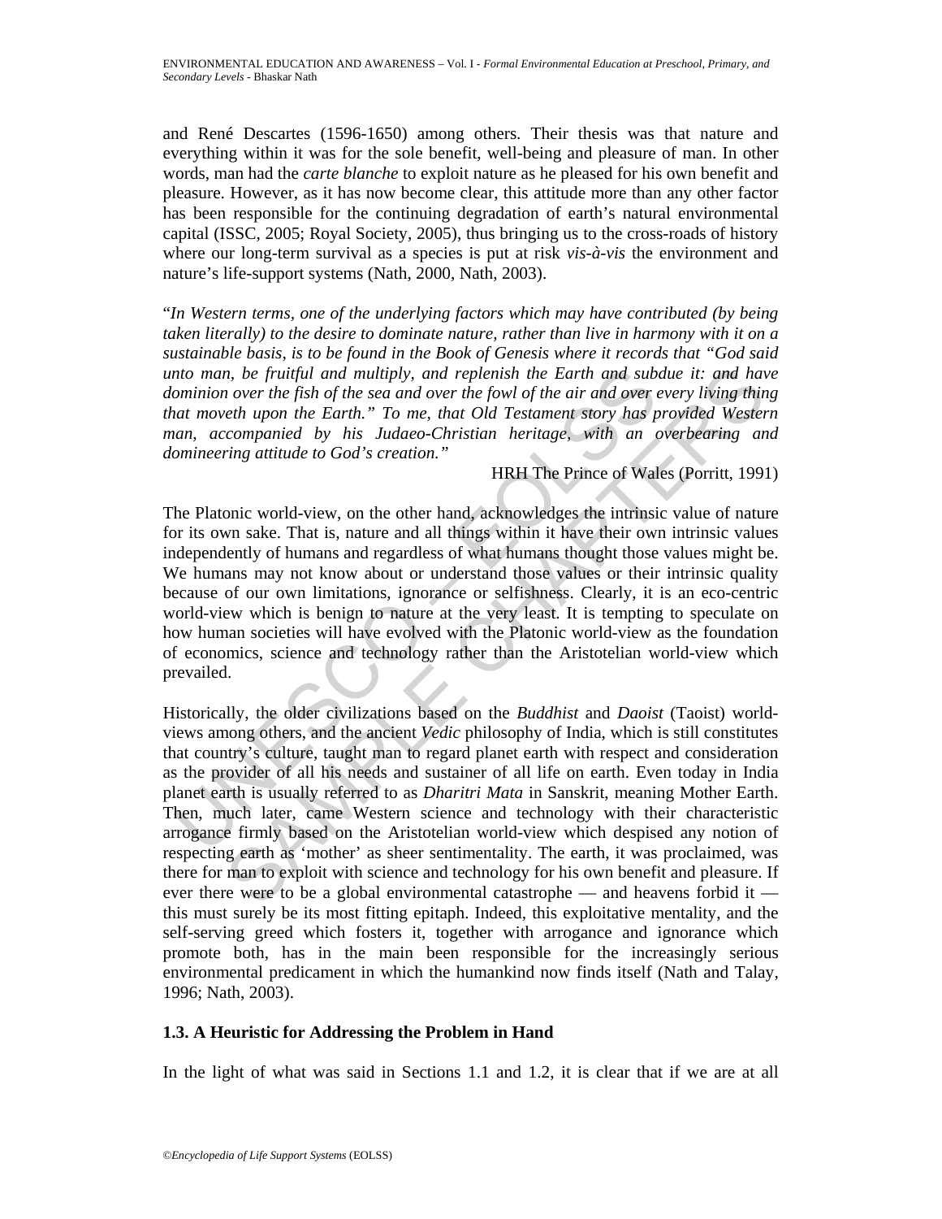and René Descartes (1596-1650) among others. Their thesis was that nature and everything within it was for the sole benefit, well-being and pleasure of man. In other words, man had the *carte blanche* to exploit nature as he pleased for his own benefit and pleasure. However, as it has now become clear, this attitude more than any other factor has been responsible for the continuing degradation of earth's natural environmental capital (ISSC, 2005; Royal Society, 2005), thus bringing us to the cross-roads of history where our long-term survival as a species is put at risk *vis-à-vis* the environment and nature's life-support systems (Nath, 2000, Nath, 2003).

"*In Western terms, one of the underlying factors which may have contributed (by being taken literally) to the desire to dominate nature, rather than live in harmony with it on a sustainable basis, is to be found in the Book of Genesis where it records that "God said unto man, be fruitful and multiply, and replenish the Earth and subdue it: and have dominion over the fish of the sea and over the fowl of the air and over every living thing that moveth upon the Earth." To me, that Old Testament story has provided Western man, accompanied by his Judaeo-Christian heritage, with an overbearing and domineering attitude to God's creation."*

HRH The Prince of Wales (Porritt, 1991)

The Platonic world-view, on the other hand, acknowledges the intrinsic value of nature for its own sake. That is, nature and all things within it have their own intrinsic values independently of humans and regardless of what humans thought those values might be. We humans may not know about or understand those values or their intrinsic quality because of our own limitations, ignorance or selfishness. Clearly, it is an eco-centric world-view which is benign to nature at the very least. It is tempting to speculate on how human societies will have evolved with the Platonic world-view as the foundation of economics, science and technology rather than the Aristotelian world-view which prevailed.

Historically, the older civilizations based on the *Buddhist* and *Daoist* (Taoist) world-views among others, and the ancient *Vedic* philosophy of India, which is still constitutes that country's culture, taught man to regard planet earth with respect and consideration as the provider of all his needs and sustainer of all life on earth. Even today in India planet earth is usually referred to as *Dharitri Mata* in Sanskrit, meaning Mother Earth. Then, much later, came Western science and technology with their characteristic arrogance firmly based on the Aristotelian world-view which despised any notion of respecting earth as 'mother' as sheer sentimentality. The earth, it was proclaimed, was there for man to exploit with science and technology for his own benefit and pleasure. If ever there were to be a global environmental catastrophe — and heavens forbid it — this must surely be its most fitting epitaph. Indeed, this exploitative mentality, and the self-serving greed which fosters it, together with arrogance and ignorance which promote both, has in the main been responsible for the increasingly serious environmental predicament in which the humankind now finds itself (Nath and Talay, 1996; Nath, 2003).

### 1.3. A Heuristic for Addressing the Problem in Hand

In the light of what was said in Sections 1.1 and 1.2, it is clear that if we are at all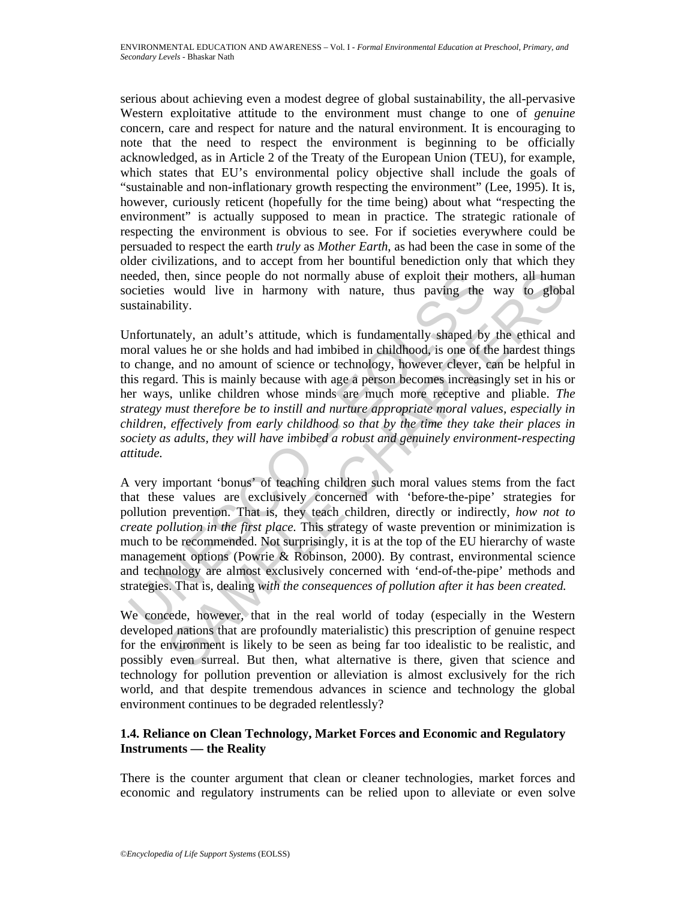serious about achieving even a modest degree of global sustainability, the all-pervasive Western exploitative attitude to the environment must change to one of *genuine* concern, care and respect for nature and the natural environment. It is encouraging to note that the need to respect the environment is beginning to be officially acknowledged, as in Article 2 of the Treaty of the European Union (TEU), for example, which states that EU's environmental policy objective shall include the goals of "sustainable and non-inflationary growth respecting the environment" (Lee, 1995). It is, however, curiously reticent (hopefully for the time being) about what "respecting the environment" is actually supposed to mean in practice. The strategic rationale of respecting the environment is obvious to see. For if societies everywhere could be persuaded to respect the earth *truly* as *Mother Earth*, as had been the case in some of the older civilizations, and to accept from her bountiful benediction only that which they needed, then, since people do not normally abuse of exploit their mothers, all human societies would live in harmony with nature, thus paving the way to global sustainability.

Unfortunately, an adult's attitude, which is fundamentally shaped by the ethical and moral values he or she holds and had imbibed in childhood, is one of the hardest things to change, and no amount of science or technology, however clever, can be helpful in this regard. This is mainly because with age a person becomes increasingly set in his or her ways, unlike children whose minds are much more receptive and pliable. *The strategy must therefore be to instill and nurture appropriate moral values, especially in children, effectively from early childhood so that by the time they take their places in society as adults, they will have imbibed a robust and genuinely environment-respecting attitude.*

A very important 'bonus' of teaching children such moral values stems from the fact that these values are exclusively concerned with 'before-the-pipe' strategies for pollution prevention. That is, they teach children, directly or indirectly, *how not to create pollution in the first place.* This strategy of waste prevention or minimization is much to be recommended. Not surprisingly, it is at the top of the EU hierarchy of waste management options (Powrie & Robinson, 2000). By contrast, environmental science and technology are almost exclusively concerned with 'end-of-the-pipe' methods and strategies. That is, dealing *with the consequences of pollution after it has been created.*

We concede, however, that in the real world of today (especially in the Western developed nations that are profoundly materialistic) this prescription of genuine respect for the environment is likely to be seen as being far too idealistic to be realistic, and possibly even surreal. But then, what alternative is there, given that science and technology for pollution prevention or alleviation is almost exclusively for the rich world, and that despite tremendous advances in science and technology the global environment continues to be degraded relentlessly?

### 1.4. Reliance on Clean Technology, Market Forces and Economic and Regulatory Instruments — the Reality

There is the counter argument that clean or cleaner technologies, market forces and economic and regulatory instruments can be relied upon to alleviate or even solve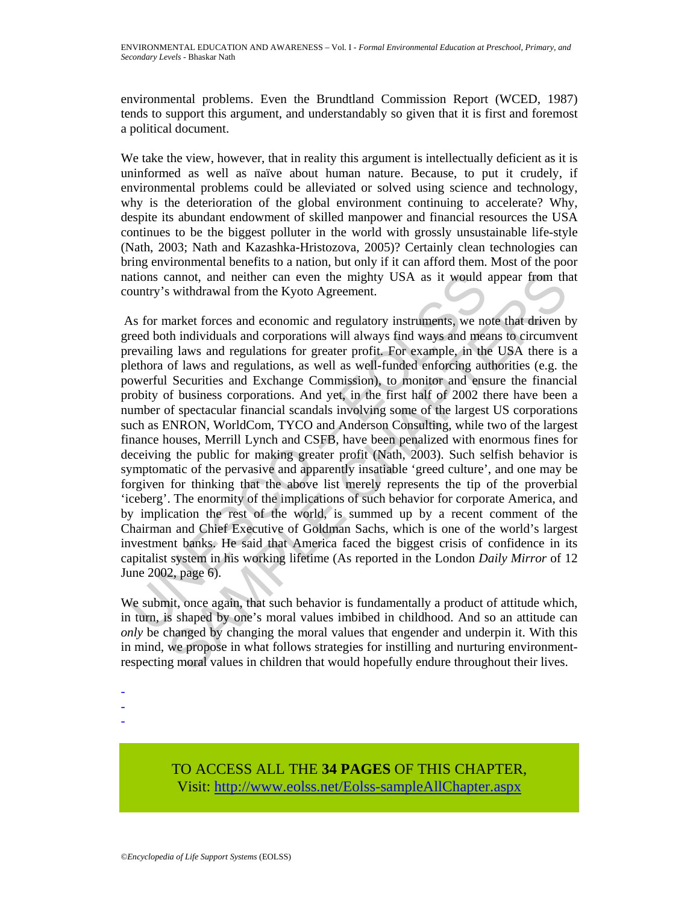environmental problems. Even the Brundtland Commission Report (WCED, 1987) tends to support this argument, and understandably so given that it is first and foremost a political document.

We take the view, however, that in reality this argument is intellectually deficient as it is uninformed as well as naïve about human nature. Because, to put it crudely, if environmental problems could be alleviated or solved using science and technology, why is the deterioration of the global environment continuing to accelerate? Why, despite its abundant endowment of skilled manpower and financial resources the USA continues to be the biggest polluter in the world with grossly unsustainable life-style (Nath, 2003; Nath and Kazashka-Hristozova, 2005)? Certainly clean technologies can bring environmental benefits to a nation, but only if it can afford them. Most of the poor nations cannot, and neither can even the mighty USA as it would appear from that country's withdrawal from the Kyoto Agreement.

As for market forces and economic and regulatory instruments, we note that driven by greed both individuals and corporations will always find ways and means to circumvent prevailing laws and regulations for greater profit. For example, in the USA there is a plethora of laws and regulations, as well as well-funded enforcing authorities (e.g. the powerful Securities and Exchange Commission), to monitor and ensure the financial probity of business corporations. And yet, in the first half of 2002 there have been a number of spectacular financial scandals involving some of the largest US corporations such as ENRON, WorldCom, TYCO and Anderson Consulting, while two of the largest finance houses, Merrill Lynch and CSFB, have been penalized with enormous fines for deceiving the public for making greater profit (Nath, 2003). Such selfish behavior is symptomatic of the pervasive and apparently insatiable 'greed culture', and one may be forgiven for thinking that the above list merely represents the tip of the proverbial 'iceberg'. The enormity of the implications of such behavior for corporate America, and by implication the rest of the world, is summed up by a recent comment of the Chairman and Chief Executive of Goldman Sachs, which is one of the world's largest investment banks. He said that America faced the biggest crisis of confidence in its capitalist system in his working lifetime (As reported in the London *Daily Mirror* of 12 June 2002, page 6).

We submit, once again, that such behavior is fundamentally a product of attitude which, in turn, is shaped by one's moral values imbibed in childhood. And so an attitude can *only* be changed by changing the moral values that engender and underpin it. With this in mind, we propose in what follows strategies for instilling and nurturing environment-respecting moral values in children that would hopefully endure throughout their lives.

-
-
-

TO ACCESS ALL THE **34 PAGES** OF THIS CHAPTER,
Visit: http://www.eolss.net/Eolss-sampleAllChapter.aspx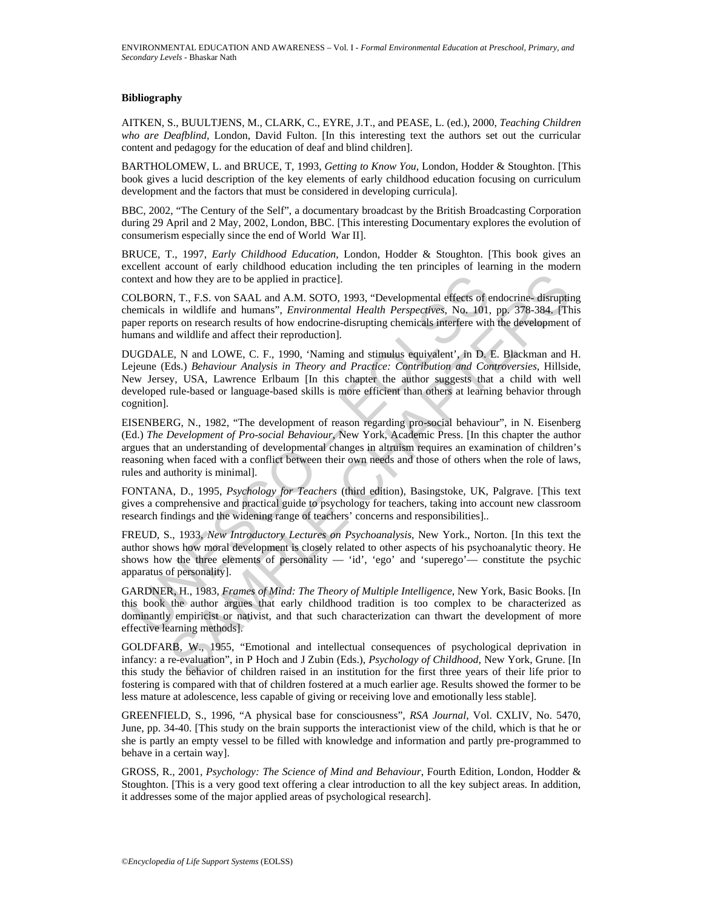## Bibliography

AITKEN, S., BUULTJENS, M., CLARK, C., EYRE, J.T., and PEASE, L. (ed.), 2000, *Teaching Children who are Deafblind*, London, David Fulton. [In this interesting text the authors set out the curricular content and pedagogy for the education of deaf and blind children].

BARTHOLOMEW, L. and BRUCE, T, 1993, *Getting to Know You*, London, Hodder & Stoughton. [This book gives a lucid description of the key elements of early childhood education focusing on curriculum development and the factors that must be considered in developing curricula].

BBC, 2002, "The Century of the Self", a documentary broadcast by the British Broadcasting Corporation during 29 April and 2 May, 2002, London, BBC. [This interesting Documentary explores the evolution of consumerism especially since the end of World War II].

BRUCE, T., 1997, *Early Childhood Education*, London, Hodder & Stoughton. [This book gives an excellent account of early childhood education including the ten principles of learning in the modern context and how they are to be applied in practice].

COLBORN, T., F.S. von SAAL and A.M. SOTO, 1993, "Developmental effects of endocrine- disrupting chemicals in wildlife and humans", *Environmental Health Perspectives*, No. 101, pp. 378-384. [This paper reports on research results of how endocrine-disrupting chemicals interfere with the development of humans and wildlife and affect their reproduction].

DUGDALE, N and LOWE, C. F., 1990, 'Naming and stimulus equivalent', in D. E. Blackman and H. Lejeune (Eds.) *Behaviour Analysis in Theory and Practice: Contribution and Controversies*, Hillside, New Jersey, USA, Lawrence Erlbaum [In this chapter the author suggests that a child with well developed rule-based or language-based skills is more efficient than others at learning behavior through cognition].

EISENBERG, N., 1982, "The development of reason regarding pro-social behaviour", in N. Eisenberg (Ed.) *The Development of Pro-social Behaviour*, New York, Academic Press. [In this chapter the author argues that an understanding of developmental changes in altruism requires an examination of children's reasoning when faced with a conflict between their own needs and those of others when the role of laws, rules and authority is minimal].

FONTANA, D., 1995, *Psychology for Teachers* (third edition), Basingstoke, UK, Palgrave. [This text gives a comprehensive and practical guide to psychology for teachers, taking into account new classroom research findings and the widening range of teachers' concerns and responsibilities]..

FREUD, S., 1933, *New Introductory Lectures on Psychoanalysis*, New York., Norton. [In this text the author shows how moral development is closely related to other aspects of his psychoanalytic theory. He shows how the three elements of personality — 'id', 'ego' and 'superego'— constitute the psychic apparatus of personality].

GARDNER, H., 1983, *Frames of Mind: The Theory of Multiple Intelligence*, New York, Basic Books. [In this book the author argues that early childhood tradition is too complex to be characterized as dominantly empiricist or nativist, and that such characterization can thwart the development of more effective learning methods].

GOLDFARB, W., 1955, "Emotional and intellectual consequences of psychological deprivation in infancy: a re-evaluation", in P Hoch and J Zubin (Eds.), *Psychology of Childhood*, New York, Grune. [In this study the behavior of children raised in an institution for the first three years of their life prior to fostering is compared with that of children fostered at a much earlier age. Results showed the former to be less mature at adolescence, less capable of giving or receiving love and emotionally less stable].

GREENFIELD, S., 1996, "A physical base for consciousness", *RSA Journal*, Vol. CXLIV, No. 5470, June, pp. 34-40. [This study on the brain supports the interactionist view of the child, which is that he or she is partly an empty vessel to be filled with knowledge and information and partly pre-programmed to behave in a certain way].

GROSS, R., 2001, *Psychology: The Science of Mind and Behaviour*, Fourth Edition, London, Hodder & Stoughton. [This is a very good text offering a clear introduction to all the key subject areas. In addition, it addresses some of the major applied areas of psychological research].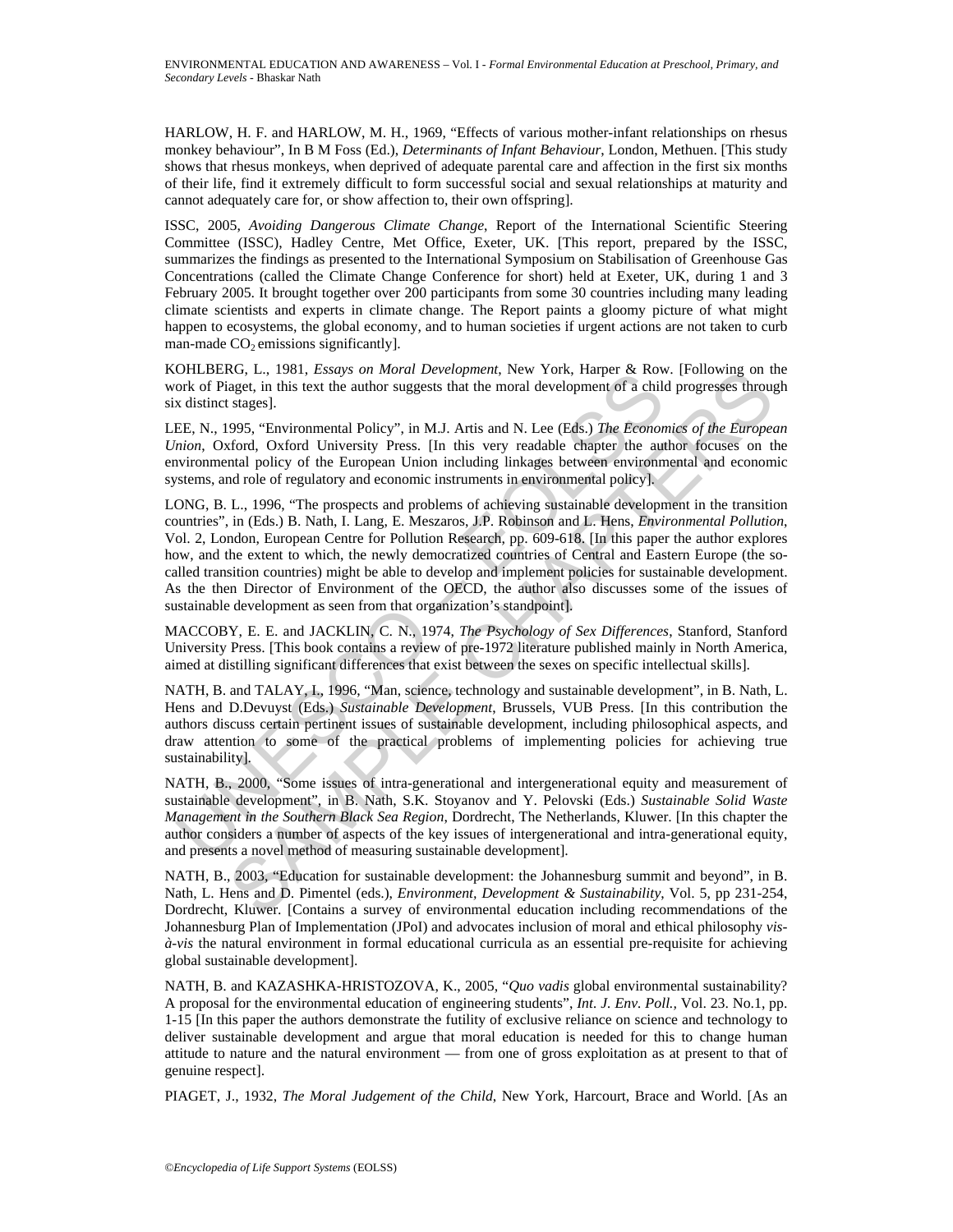HARLOW, H. F. and HARLOW, M. H., 1969, "Effects of various mother-infant relationships on rhesus monkey behaviour", In B M Foss (Ed.), *Determinants of Infant Behaviour*, London, Methuen. [This study shows that rhesus monkeys, when deprived of adequate parental care and affection in the first six months of their life, find it extremely difficult to form successful social and sexual relationships at maturity and cannot adequately care for, or show affection to, their own offspring].

ISSC, 2005, *Avoiding Dangerous Climate Change*, Report of the International Scientific Steering Committee (ISSC), Hadley Centre, Met Office, Exeter, UK. [This report, prepared by the ISSC, summarizes the findings as presented to the International Symposium on Stabilisation of Greenhouse Gas Concentrations (called the Climate Change Conference for short) held at Exeter, UK, during 1 and 3 February 2005. It brought together over 200 participants from some 30 countries including many leading climate scientists and experts in climate change. The Report paints a gloomy picture of what might happen to ecosystems, the global economy, and to human societies if urgent actions are not taken to curb man-made $CO_2$ emissions significantly].

KOHLBERG, L., 1981, *Essays on Moral Development*, New York, Harper & Row. [Following on the work of Piaget, in this text the author suggests that the moral development of a child progresses through six distinct stages].

LEE, N., 1995, "Environmental Policy", in M.J. Artis and N. Lee (Eds.) *The Economics of the European Union*, Oxford, Oxford University Press. [In this very readable chapter the author focuses on the environmental policy of the European Union including linkages between environmental and economic systems, and role of regulatory and economic instruments in environmental policy].

LONG, B. L., 1996, "The prospects and problems of achieving sustainable development in the transition countries", in (Eds.) B. Nath, I. Lang, E. Meszaros, J.P. Robinson and L. Hens, *Environmental Pollution*, Vol. 2, London, European Centre for Pollution Research, pp. 609-618. [In this paper the author explores how, and the extent to which, the newly democratized countries of Central and Eastern Europe (the so-called transition countries) might be able to develop and implement policies for sustainable development. As the then Director of Environment of the OECD, the author also discusses some of the issues of sustainable development as seen from that organization's standpoint].

MACCOBY, E. E. and JACKLIN, C. N., 1974, *The Psychology of Sex Differences*, Stanford, Stanford University Press. [This book contains a review of pre-1972 literature published mainly in North America, aimed at distilling significant differences that exist between the sexes on specific intellectual skills].

NATH, B. and TALAY, I., 1996, "Man, science, technology and sustainable development", in B. Nath, L. Hens and D.Devuyst (Eds.) *Sustainable Development*, Brussels, VUB Press. [In this contribution the authors discuss certain pertinent issues of sustainable development, including philosophical aspects, and draw attention to some of the practical problems of implementing policies for achieving true sustainability].

NATH, B., 2000, "Some issues of intra-generational and intergenerational equity and measurement of sustainable development", in B. Nath, S.K. Stoyanov and Y. Pelovski (Eds.) *Sustainable Solid Waste Management in the Southern Black Sea Region*, Dordrecht, The Netherlands, Kluwer. [In this chapter the author considers a number of aspects of the key issues of intergenerational and intra-generational equity, and presents a novel method of measuring sustainable development].

NATH, B., 2003, "Education for sustainable development: the Johannesburg summit and beyond", in B. Nath, L. Hens and D. Pimentel (eds.), *Environment, Development & Sustainability*, Vol. 5, pp 231-254, Dordrecht, Kluwer. [Contains a survey of environmental education including recommendations of the Johannesburg Plan of Implementation (JPoI) and advocates inclusion of moral and ethical philosophy *vis-à-vis* the natural environment in formal educational curricula as an essential pre-requisite for achieving global sustainable development].

NATH, B. and KAZASHKA-HRISTOZOVA, K., 2005, "*Quo vadis* global environmental sustainability? A proposal for the environmental education of engineering students", *Int. J. Env. Poll.*, Vol. 23. No.1, pp. 1-15 [In this paper the authors demonstrate the futility of exclusive reliance on science and technology to deliver sustainable development and argue that moral education is needed for this to change human attitude to nature and the natural environment — from one of gross exploitation as at present to that of genuine respect].

PIAGET, J., 1932, *The Moral Judgement of the Child*, New York, Harcourt, Brace and World. [As an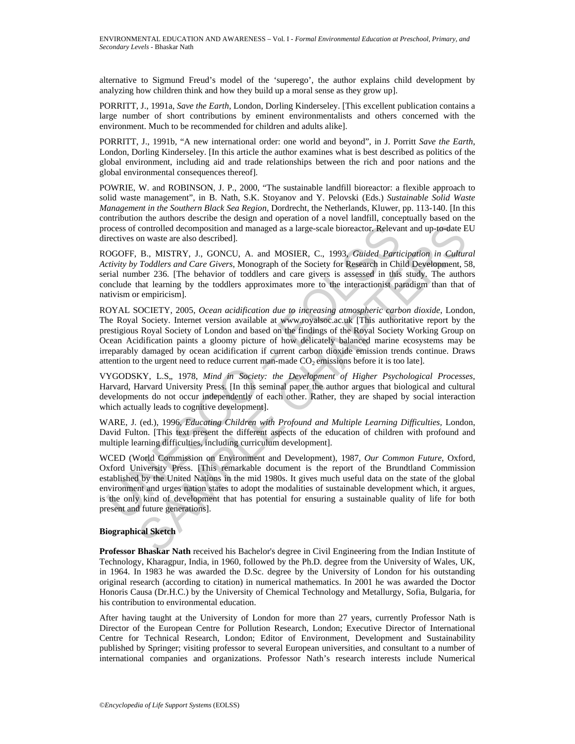alternative to Sigmund Freud's model of the 'superego', the author explains child development by analyzing how children think and how they build up a moral sense as they grow up].

PORRITT, J., 1991a, *Save the Earth*, London, Dorling Kinderseley. [This excellent publication contains a large number of short contributions by eminent environmentalists and others concerned with the environment. Much to be recommended for children and adults alike].

PORRITT, J., 1991b, "A new international order: one world and beyond", in J. Porritt *Save the Earth*, London, Dorling Kinderseley. [In this article the author examines what is best described as politics of the global environment, including aid and trade relationships between the rich and poor nations and the global environmental consequences thereof].

POWRIE, W. and ROBINSON, J. P., 2000, "The sustainable landfill bioreactor: a flexible approach to solid waste management", in B. Nath, S.K. Stoyanov and Y. Pelovski (Eds.) *Sustainable Solid Waste Management in the Southern Black Sea Region*, Dordrecht, the Netherlands, Kluwer, pp. 113-140. [In this contribution the authors describe the design and operation of a novel landfill, conceptually based on the process of controlled decomposition and managed as a large-scale bioreactor. Relevant and up-to-date EU directives on waste are also described].

ROGOFF, B., MISTRY, J., GONCU, A. and MOSIER, C., 1993, *Guided Participation in Cultural Activity by Toddlers and Care Givers*, Monograph of the Society for Research in Child Development, 58, serial number 236. [The behavior of toddlers and care givers is assessed in this study. The authors conclude that learning by the toddlers approximates more to the interactionist paradigm than that of nativism or empiricism].

ROYAL SOCIETY, 2005, *Ocean acidification due to increasing atmospheric carbon dioxide*, London, The Royal Society. Internet version available at www.royalsoc.ac.uk [This authoritative report by the prestigious Royal Society of London and based on the findings of the Royal Society Working Group on Ocean Acidification paints a gloomy picture of how delicately balanced marine ecosystems may be irreparably damaged by ocean acidification if current carbon dioxide emission trends continue. Draws attention to the urgent need to reduce current man-made $CO_2$ emissions before it is too late].

VYGODSKY, L.S., 1978, *Mind in Society: the Development of Higher Psychological Processes*, Harvard, Harvard University Press. [In this seminal paper the author argues that biological and cultural developments do not occur independently of each other. Rather, they are shaped by social interaction which actually leads to cognitive development].

WARE, J. (ed.), 1996, *Educating Children with Profound and Multiple Learning Difficulties*, London, David Fulton. [This text present the different aspects of the education of children with profound and multiple learning difficulties, including curriculum development].

WCED (World Commission on Environment and Development), 1987, *Our Common Future*, Oxford, Oxford University Press. [This remarkable document is the report of the Brundtland Commission established by the United Nations in the mid 1980s. It gives much useful data on the state of the global environment and urges nation states to adopt the modalities of sustainable development which, it argues, is the only kind of development that has potential for ensuring a sustainable quality of life for both present and future generations].

**Biographical Sketch**

**Professor Bhaskar Nath** received his Bachelor's degree in Civil Engineering from the Indian Institute of Technology, Kharagpur, India, in 1960, followed by the Ph.D. degree from the University of Wales, UK, in 1964. In 1983 he was awarded the D.Sc. degree by the University of London for his outstanding original research (according to citation) in numerical mathematics. In 2001 he was awarded the Doctor Honoris Causa (Dr.H.C.) by the University of Chemical Technology and Metallurgy, Sofia, Bulgaria, for his contribution to environmental education.

After having taught at the University of London for more than 27 years, currently Professor Nath is Director of the European Centre for Pollution Research, London; Executive Director of International Centre for Technical Research, London; Editor of Environment, Development and Sustainability published by Springer; visiting professor to several European universities, and consultant to a number of international companies and organizations. Professor Nath's research interests include Numerical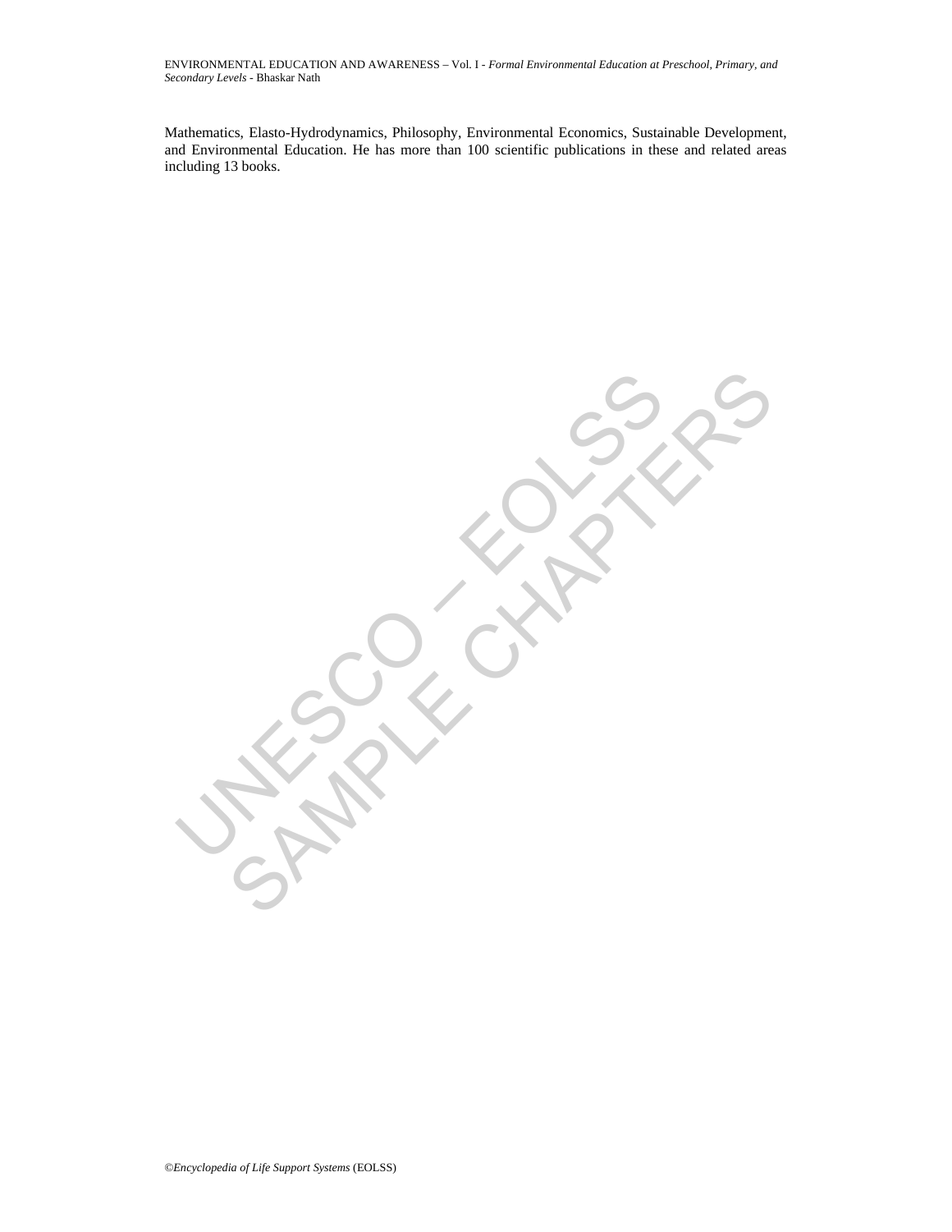Mathematics, Elasto-Hydrodynamics, Philosophy, Environmental Economics, Sustainable Development, and Environmental Education. He has more than 100 scientific publications in these and related areas including 13 books.